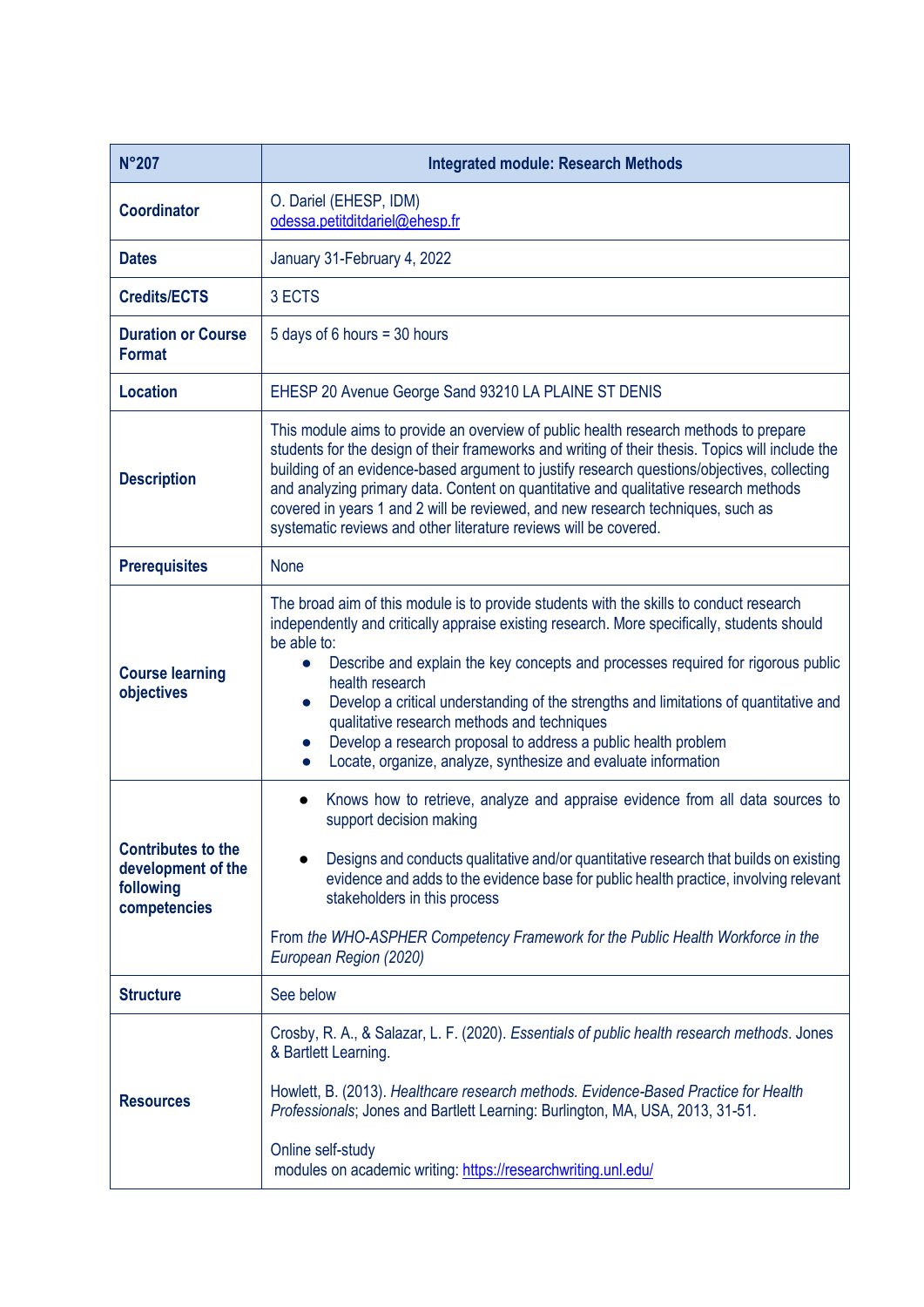| N°207 | Integrated module: Research Methods |
|---|---|
| **Coordinator** | O. Dariel (EHESP, IDM)<br>odessa.petitditdariel@ehesp.fr |
| **Dates** | January 31-February 4, 2022 |
| **Credits/ECTS** | 3 ECTS |
| **Duration or Course Format** | 5 days of 6 hours = 30 hours |
| **Location** | EHESP 20 Avenue George Sand 93210 LA PLAINE ST DENIS |
| **Description** | This module aims to provide an overview of public health research methods to prepare students for the design of their frameworks and writing of their thesis. Topics will include the building of an evidence-based argument to justify research questions/objectives, collecting and analyzing primary data. Content on quantitative and qualitative research methods covered in years 1 and 2 will be reviewed, and new research techniques, such as systematic reviews and other literature reviews will be covered. |
| **Prerequisites** | None |
| **Course learning objectives** | The broad aim of this module is to provide students with the skills to conduct research independently and critically appraise existing research. More specifically, students should be able to:<br>• Describe and explain the key concepts and processes required for rigorous public health research<br>• Develop a critical understanding of the strengths and limitations of quantitative and qualitative research methods and techniques<br>• Develop a research proposal to address a public health problem<br>• Locate, organize, analyze, synthesize and evaluate information |
| **Contributes to the development of the following competencies** | • Knows how to retrieve, analyze and appraise evidence from all data sources to support decision making<br><br>• Designs and conducts qualitative and/or quantitative research that builds on existing evidence and adds to the evidence base for public health practice, involving relevant stakeholders in this process<br><br>From *the WHO-ASPHER Competency Framework for the Public Health Workforce in the European Region (2020)* |
| **Structure** | See below |
| **Resources** | Crosby, R. A., & Salazar, L. F. (2020). *Essentials of public health research methods*. Jones & Bartlett Learning.<br><br>Howlett, B. (2013). *Healthcare research methods. Evidence-Based Practice for Health Professionals*; Jones and Bartlett Learning: Burlington, MA, USA, 2013, 31-51.<br><br>Online self-study<br>modules on academic writing: https://researchwriting.unl.edu/ |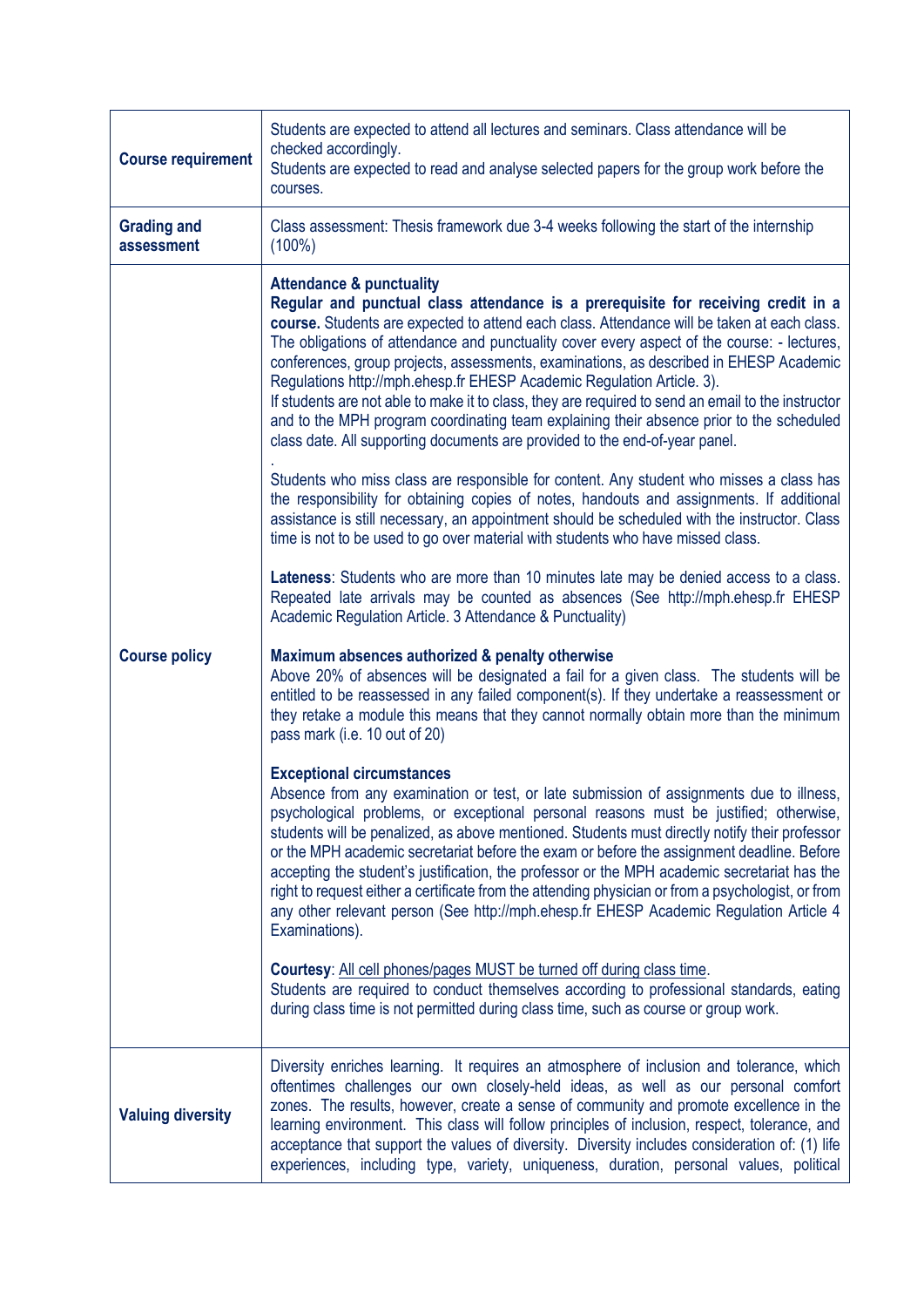| | |
|---|---|
| **Course requirement** | Students are expected to attend all lectures and seminars. Class attendance will be checked accordingly.<br>Students are expected to read and analyse selected papers for the group work before the courses. |
| **Grading and assessment** | Class assessment: Thesis framework due 3-4 weeks following the start of the internship (100%) |
| **Course policy** | **Attendance & punctuality**<br>**Regular and punctual class attendance is a prerequisite for receiving credit in a course.** Students are expected to attend each class. Attendance will be taken at each class. The obligations of attendance and punctuality cover every aspect of the course: - lectures, conferences, group projects, assessments, examinations, as described in EHESP Academic Regulations http://mph.ehesp.fr EHESP Academic Regulation Article. 3).<br>If students are not able to make it to class, they are required to send an email to the instructor and to the MPH program coordinating team explaining their absence prior to the scheduled class date. All supporting documents are provided to the end-of-year panel.<br>.<br>Students who miss class are responsible for content. Any student who misses a class has the responsibility for obtaining copies of notes, handouts and assignments. If additional assistance is still necessary, an appointment should be scheduled with the instructor. Class time is not to be used to go over material with students who have missed class.<br><br>**Lateness**: Students who are more than 10 minutes late may be denied access to a class. Repeated late arrivals may be counted as absences (See http://mph.ehesp.fr EHESP Academic Regulation Article. 3 Attendance & Punctuality)<br><br>**Maximum absences authorized & penalty otherwise**<br>Above 20% of absences will be designated a fail for a given class. The students will be entitled to be reassessed in any failed component(s). If they undertake a reassessment or they retake a module this means that they cannot normally obtain more than the minimum pass mark (i.e. 10 out of 20)<br><br>**Exceptional circumstances**<br>Absence from any examination or test, or late submission of assignments due to illness, psychological problems, or exceptional personal reasons must be justified; otherwise, students will be penalized, as above mentioned. Students must directly notify their professor or the MPH academic secretariat before the exam or before the assignment deadline. Before accepting the student's justification, the professor or the MPH academic secretariat has the right to request either a certificate from the attending physician or from a psychologist, or from any other relevant person (See http://mph.ehesp.fr EHESP Academic Regulation Article 4 Examinations).<br><br>**Courtesy**: <u>All cell phones/pages MUST be turned off during class time</u>.<br>Students are required to conduct themselves according to professional standards, eating during class time is not permitted during class time, such as course or group work. |
| **Valuing diversity** | Diversity enriches learning. It requires an atmosphere of inclusion and tolerance, which oftentimes challenges our own closely-held ideas, as well as our personal comfort zones. The results, however, create a sense of community and promote excellence in the learning environment. This class will follow principles of inclusion, respect, tolerance, and acceptance that support the values of diversity. Diversity includes consideration of: (1) life experiences, including type, variety, uniqueness, duration, personal values, political |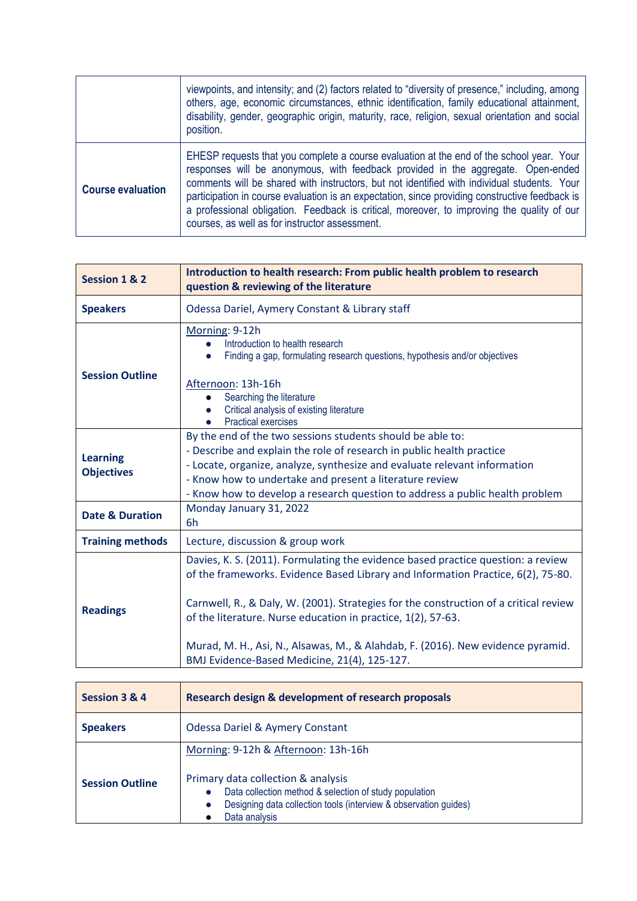| | |
|---|---|
| | viewpoints, and intensity; and (2) factors related to "diversity of presence," including, among others, age, economic circumstances, ethnic identification, family educational attainment, disability, gender, geographic origin, maturity, race, religion, sexual orientation and social position. |
| **Course evaluation** | EHESP requests that you complete a course evaluation at the end of the school year. Your responses will be anonymous, with feedback provided in the aggregate. Open-ended comments will be shared with instructors, but not identified with individual students. Your participation in course evaluation is an expectation, since providing constructive feedback is a professional obligation. Feedback is critical, moreover, to improving the quality of our courses, as well as for instructor assessment. |

| **Session 1 & 2** | **Introduction to health research: From public health problem to research question & reviewing of the literature** |
|---|---|
| **Speakers** | Odessa Dariel, Aymery Constant & Library staff |
| **Session Outline** | Morning: 9-12h<br>• Introduction to health research<br>• Finding a gap, formulating research questions, hypothesis and/or objectives<br><br>Afternoon: 13h-16h<br>• Searching the literature<br>• Critical analysis of existing literature<br>• Practical exercises |
| **Learning Objectives** | By the end of the two sessions students should be able to:<br>- Describe and explain the role of research in public health practice<br>- Locate, organize, analyze, synthesize and evaluate relevant information<br>- Know how to undertake and present a literature review<br>- Know how to develop a research question to address a public health problem |
| **Date & Duration** | Monday January 31, 2022<br>6h |
| **Training methods** | Lecture, discussion & group work |
| **Readings** | Davies, K. S. (2011). Formulating the evidence based practice question: a review of the frameworks. Evidence Based Library and Information Practice, 6(2), 75-80.<br><br>Carnwell, R., & Daly, W. (2001). Strategies for the construction of a critical review of the literature. Nurse education in practice, 1(2), 57-63.<br><br>Murad, M. H., Asi, N., Alsawas, M., & Alahdab, F. (2016). New evidence pyramid. BMJ Evidence-Based Medicine, 21(4), 125-127. |

| **Session 3 & 4** | **Research design & development of research proposals** |
|---|---|
| **Speakers** | Odessa Dariel & Aymery Constant |
| **Session Outline** | Morning: 9-12h & Afternoon: 13h-16h<br><br>Primary data collection & analysis<br>• Data collection method & selection of study population<br>• Designing data collection tools (interview & observation guides)<br>• Data analysis |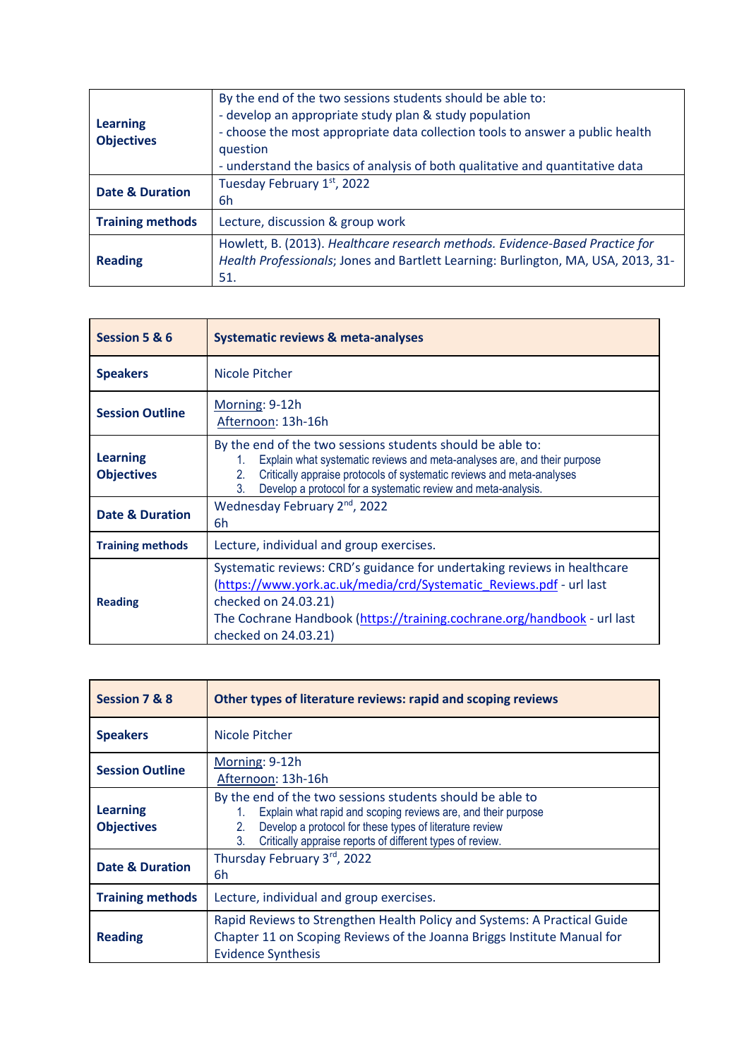| | |
|---|---|
| **Learning Objectives** | By the end of the two sessions students should be able to:<br>- develop an appropriate study plan & study population<br>- choose the most appropriate data collection tools to answer a public health question<br>- understand the basics of analysis of both qualitative and quantitative data |
| **Date & Duration** | Tuesday February 1st, 2022<br>6h |
| **Training methods** | Lecture, discussion & group work |
| **Reading** | Howlett, B. (2013). *Healthcare research methods. Evidence-Based Practice for Health Professionals*; Jones and Bartlett Learning: Burlington, MA, USA, 2013, 31-51. |

| **Session 5 & 6** | **Systematic reviews & meta-analyses** |
|---|---|
| **Speakers** | Nicole Pitcher |
| **Session Outline** | Morning: 9-12h<br>Afternoon: 13h-16h |
| **Learning Objectives** | By the end of the two sessions students should be able to:<br>1. Explain what systematic reviews and meta-analyses are, and their purpose<br>2. Critically appraise protocols of systematic reviews and meta-analyses<br>3. Develop a protocol for a systematic review and meta-analysis. |
| **Date & Duration** | Wednesday February 2nd, 2022<br>6h |
| **Training methods** | Lecture, individual and group exercises. |
| **Reading** | Systematic reviews: CRD's guidance for undertaking reviews in healthcare (https://www.york.ac.uk/media/crd/Systematic_Reviews.pdf - url last checked on 24.03.21)<br>The Cochrane Handbook (https://training.cochrane.org/handbook - url last checked on 24.03.21) |

| **Session 7 & 8** | **Other types of literature reviews: rapid and scoping reviews** |
|---|---|
| **Speakers** | Nicole Pitcher |
| **Session Outline** | Morning: 9-12h<br>Afternoon: 13h-16h |
| **Learning Objectives** | By the end of the two sessions students should be able to<br>1. Explain what rapid and scoping reviews are, and their purpose<br>2. Develop a protocol for these types of literature review<br>3. Critically appraise reports of different types of review. |
| **Date & Duration** | Thursday February 3rd, 2022<br>6h |
| **Training methods** | Lecture, individual and group exercises. |
| **Reading** | Rapid Reviews to Strengthen Health Policy and Systems: A Practical Guide<br>Chapter 11 on Scoping Reviews of the Joanna Briggs Institute Manual for Evidence Synthesis |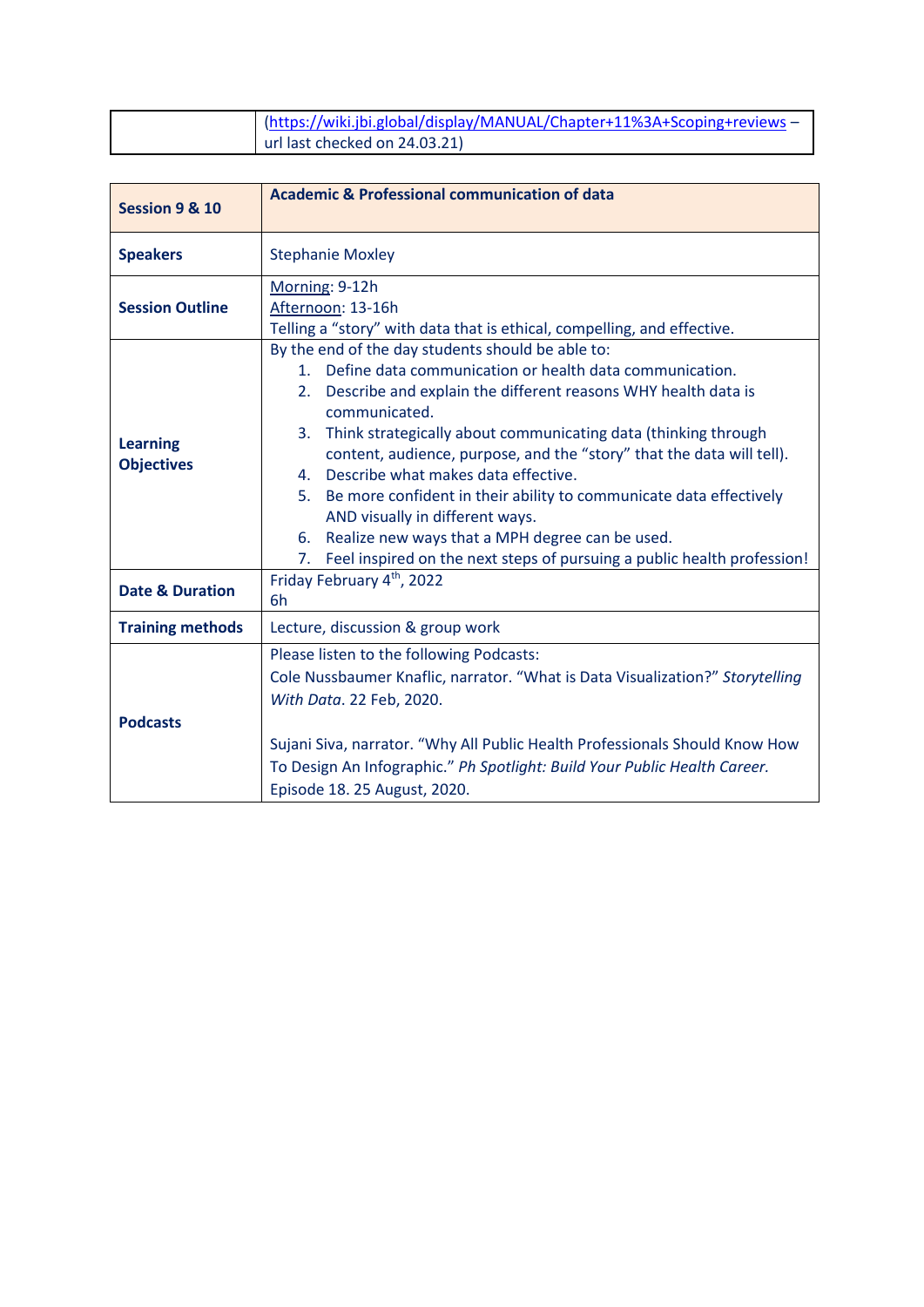| | |
|---|---|
| | (https://wiki.jbi.global/display/MANUAL/Chapter+11%3A+Scoping+reviews – url last checked on 24.03.21) |

| | |
|---|---|
| **Session 9 & 10** | **Academic & Professional communication of data** |
| **Speakers** | Stephanie Moxley |
| **Session Outline** | Morning: 9-12h<br>Afternoon: 13-16h<br>Telling a "story" with data that is ethical, compelling, and effective. |
| **Learning Objectives** | By the end of the day students should be able to:<br>1. Define data communication or health data communication.<br>2. Describe and explain the different reasons WHY health data is communicated.<br>3. Think strategically about communicating data (thinking through content, audience, purpose, and the "story" that the data will tell).<br>4. Describe what makes data effective.<br>5. Be more confident in their ability to communicate data effectively AND visually in different ways.<br>6. Realize new ways that a MPH degree can be used.<br>7. Feel inspired on the next steps of pursuing a public health profession! |
| **Date & Duration** | Friday February 4th, 2022<br>6h |
| **Training methods** | Lecture, discussion & group work |
| **Podcasts** | Please listen to the following Podcasts:<br>Cole Nussbaumer Knaflic, narrator. "What is Data Visualization?" *Storytelling With Data*. 22 Feb, 2020.<br><br>Sujani Siva, narrator. "Why All Public Health Professionals Should Know How To Design An Infographic." *Ph Spotlight: Build Your Public Health Career.* Episode 18. 25 August, 2020. |